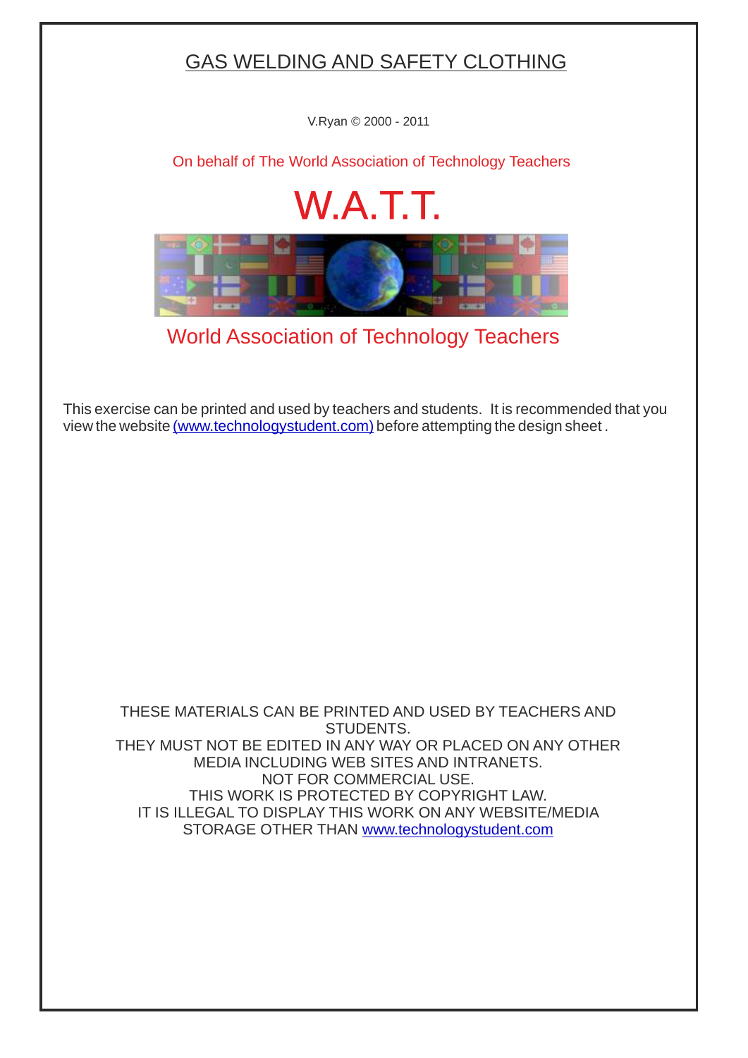# GAS WELDING AND SAFETY CLOTHING

V.Ryan © 2000 - 2011

On behalf of The World Association of Technology Teachers

## W.A.T.T.

World Association of Technology Teachers

This exercise can be printed and used by teachers and students. It is recommended that you view the website (www.technologystudent.com) before attempting the design sheet .

THESE MATERIALS CAN BE PRINTED AND USED BY TEACHERS AND STUDENTS.
THEY MUST NOT BE EDITED IN ANY WAY OR PLACED ON ANY OTHER MEDIA INCLUDING WEB SITES AND INTRANETS.
NOT FOR COMMERCIAL USE.
THIS WORK IS PROTECTED BY COPYRIGHT LAW.
IT IS ILLEGAL TO DISPLAY THIS WORK ON ANY WEBSITE/MEDIA STORAGE OTHER THAN www.technologystudent.com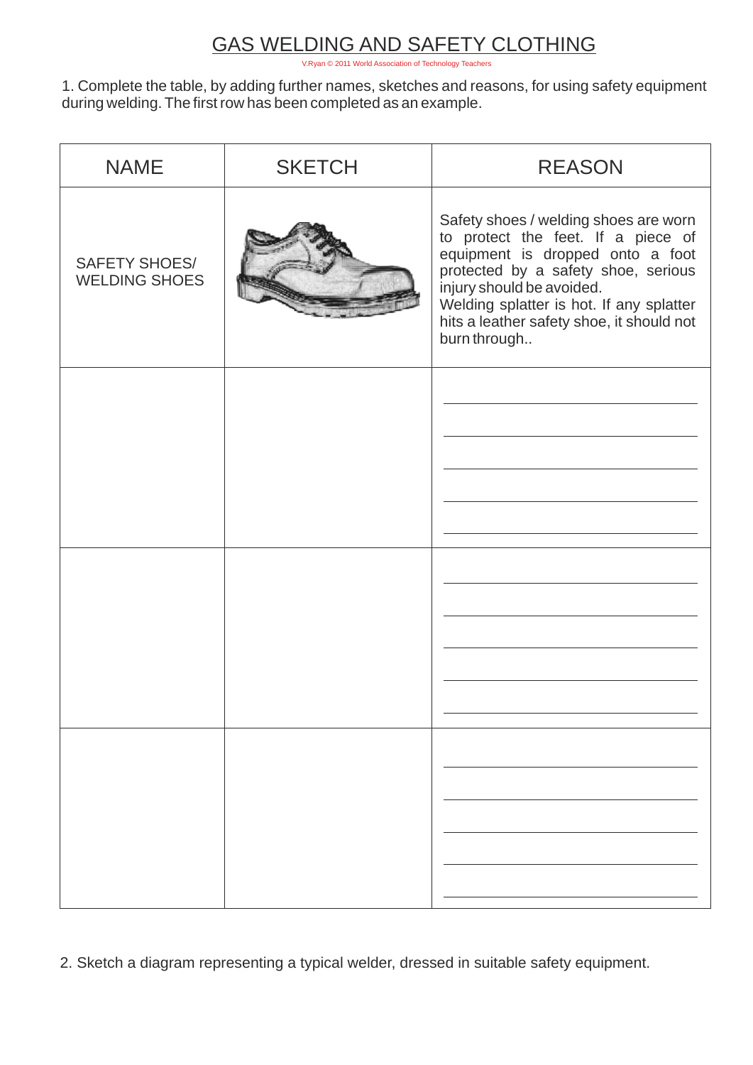# GAS WELDING AND SAFETY CLOTHING

V.Ryan © 2011 World Association of Technology Teachers

1. Complete the table, by adding further names, sketches and reasons, for using safety equipment during welding. The first row has been completed as an example.

| NAME | SKETCH | REASON |
|---|---|---|
| SAFETY SHOES/ WELDING SHOES | | Safety shoes / welding shoes are worn to protect the feet. If a piece of equipment is dropped onto a foot protected by a safety shoe, serious injury should be avoided. Welding splatter is hot. If any splatter hits a leather safety shoe, it should not burn through.. |
| | | |
| | | |
| | | |

2. Sketch a diagram representing a typical welder, dressed in suitable safety equipment.